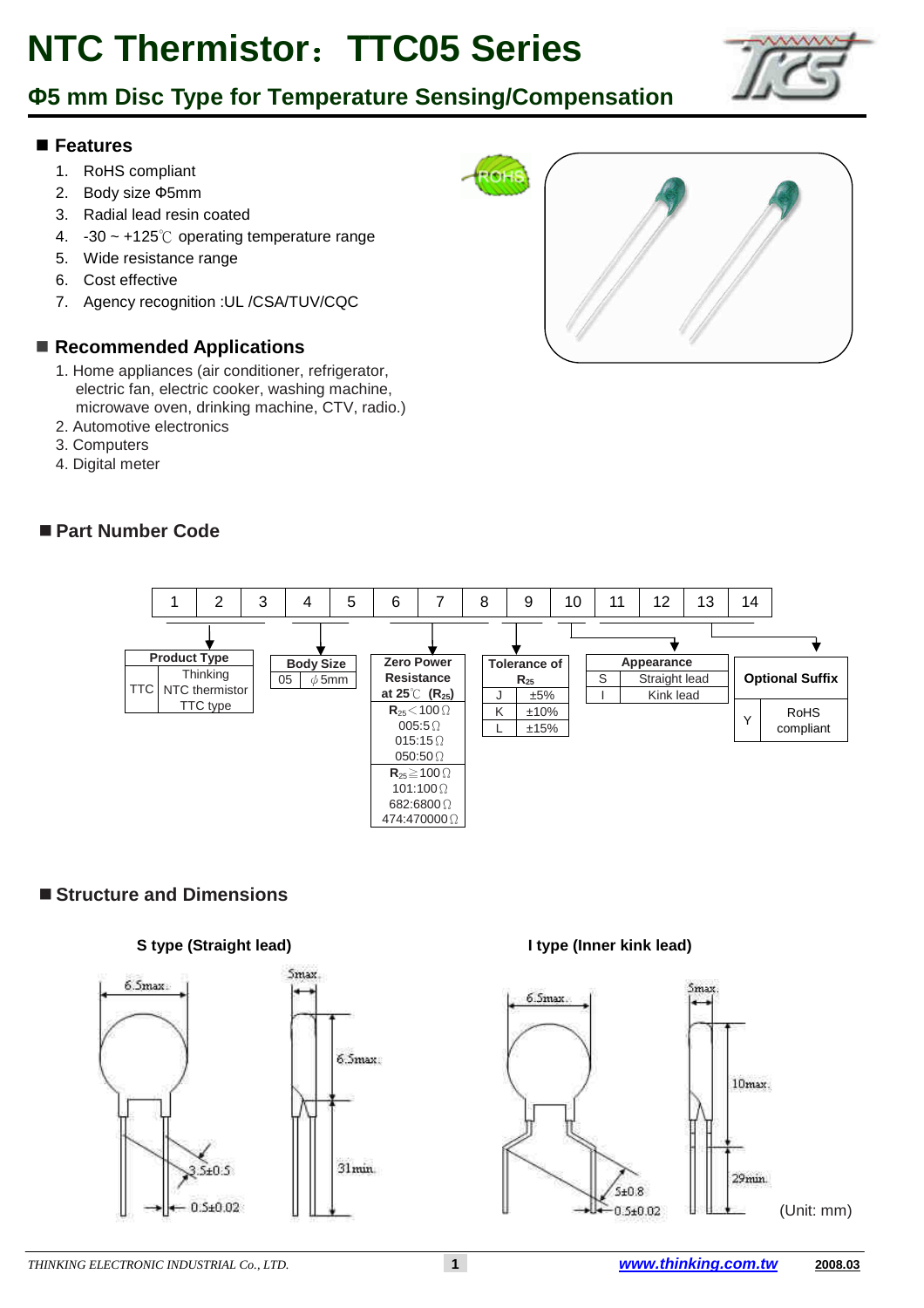# NTC Thermistor：TTC05 Series

## Φ5 mm Disc Type for Temperature Sensing/Compensation

### Features

1. RoHS compliant
2. Body size Φ5mm
3. Radial lead resin coated
4. -30 ~ +125℃ operating temperature range
5. Wide resistance range
6. Cost effective
7. Agency recognition :UL /CSA/TUV/CQC

### Recommended Applications

1. Home appliances (air conditioner, refrigerator, electric fan, electric cooker, washing machine, microwave oven, drinking machine, CTV, radio.)
2. Automotive electronics
3. Computers
4. Digital meter

### Part Number Code

| 1 | 2 | 3 | 4 | 5 | 6 | 7 | 8 | 9 | 10 | 11 | 12 | 13 | 14 |
|---|---|---|---|---|---|---|---|---|---|---|---|---|---|

**Product Type** (digits 1–3)

| Code | Description |
|---|---|
| TTC | Thinking NTC thermistor TTC type |

**Body Size** (digits 4–5)

| Code | Size |
|---|---|
| 05 | φ5mm |

**Zero Power Resistance at 25℃ ($R_{25}$)** (digits 6–8)

| $R_{25}$ < 100Ω | $R_{25}$ ≧ 100Ω |
|---|---|
| 005:5Ω | 101:100Ω |
| 015:15Ω | 682:6800Ω |
| 050:50Ω | 474:470000Ω |

**Tolerance of $R_{25}$** (digit 9)

| Code | Tolerance |
|---|---|
| J | ±5% |
| K | ±10% |
| L | ±15% |

**Appearance** (digits 10–13)

| Code | Description |
|---|---|
| S | Straight lead |
| I | Kink lead |

**Optional Suffix** (digit 14)

| Code | Description |
|---|---|
| Y | RoHS compliant |

### Structure and Dimensions

**S type (Straight lead)**

6.5max.; 5max.; 6.5max.; 31min.; 3.5±0.5; 0.5±0.02

**I type (Inner kink lead)**

6.5max.; 5max.; 10max.; 29min.; 5±0.8; 0.5±0.02

(Unit: mm)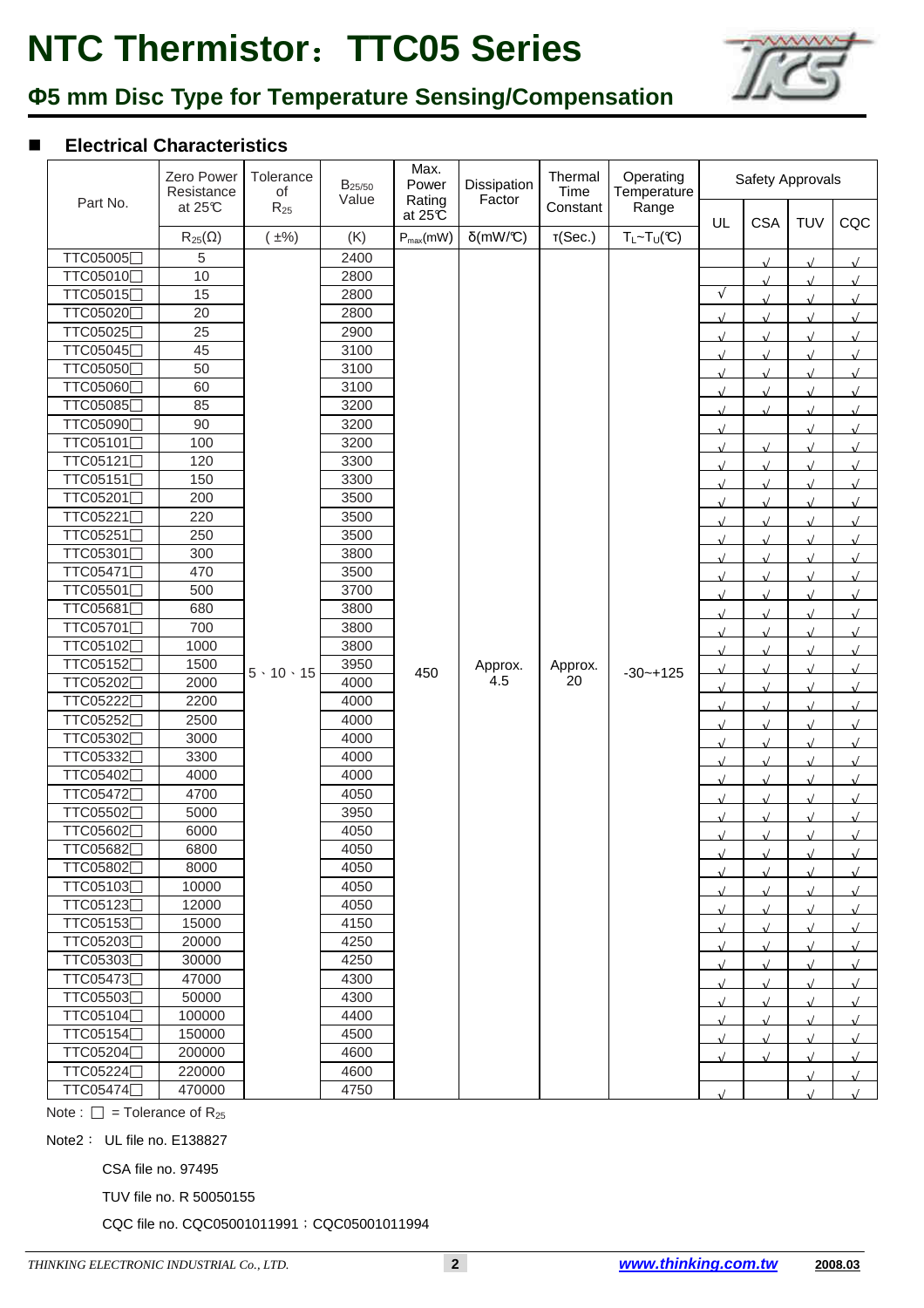# NTC Thermistor：TTC05 Series

## Φ5 mm Disc Type for Temperature Sensing/Compensation

### ■ Electrical Characteristics

| Part No. | Zero Power Resistance at 25℃ | Tolerance of $R_{25}$ | $B_{25/50}$ Value | Max. Power Rating at 25℃ | Dissipation Factor | Thermal Time Constant | Operating Temperature Range | Safety Approvals | | | |
|---|---|---|---|---|---|---|---|---|---|---|---|
| | $R_{25}$(Ω) | (±%) | (K) | $P_{max}$(mW) | δ(mW/℃) | τ(Sec.) | $T_L$~$T_U$(℃) | UL | CSA | TUV | CQC |
| TTC05005□ | 5 | 5、10、15 | 2400 | 450 | Approx. 4.5 | Approx. 20 | -30~+125 | | √ | √ | √ |
| TTC05010□ | 10 | 5、10、15 | 2800 | 450 | Approx. 4.5 | Approx. 20 | -30~+125 | | √ | √ | √ |
| TTC05015□ | 15 | 5、10、15 | 2800 | 450 | Approx. 4.5 | Approx. 20 | -30~+125 | √ | √ | √ | √ |
| TTC05020□ | 20 | 5、10、15 | 2800 | 450 | Approx. 4.5 | Approx. 20 | -30~+125 | √ | √ | √ | √ |
| TTC05025□ | 25 | 5、10、15 | 2900 | 450 | Approx. 4.5 | Approx. 20 | -30~+125 | √ | √ | √ | √ |
| TTC05045□ | 45 | 5、10、15 | 3100 | 450 | Approx. 4.5 | Approx. 20 | -30~+125 | √ | √ | √ | √ |
| TTC05050□ | 50 | 5、10、15 | 3100 | 450 | Approx. 4.5 | Approx. 20 | -30~+125 | √ | √ | √ | √ |
| TTC05060□ | 60 | 5、10、15 | 3100 | 450 | Approx. 4.5 | Approx. 20 | -30~+125 | √ | √ | √ | √ |
| TTC05085□ | 85 | 5、10、15 | 3200 | 450 | Approx. 4.5 | Approx. 20 | -30~+125 | √ | √ | √ | √ |
| TTC05090□ | 90 | 5、10、15 | 3200 | 450 | Approx. 4.5 | Approx. 20 | -30~+125 | √ | | √ | √ |
| TTC05101□ | 100 | 5、10、15 | 3200 | 450 | Approx. 4.5 | Approx. 20 | -30~+125 | √ | √ | √ | √ |
| TTC05121□ | 120 | 5、10、15 | 3300 | 450 | Approx. 4.5 | Approx. 20 | -30~+125 | √ | √ | √ | √ |
| TTC05151□ | 150 | 5、10、15 | 3300 | 450 | Approx. 4.5 | Approx. 20 | -30~+125 | √ | √ | √ | √ |
| TTC05201□ | 200 | 5、10、15 | 3500 | 450 | Approx. 4.5 | Approx. 20 | -30~+125 | √ | √ | √ | √ |
| TTC05221□ | 220 | 5、10、15 | 3500 | 450 | Approx. 4.5 | Approx. 20 | -30~+125 | √ | √ | √ | √ |
| TTC05251□ | 250 | 5、10、15 | 3500 | 450 | Approx. 4.5 | Approx. 20 | -30~+125 | √ | √ | √ | √ |
| TTC05301□ | 300 | 5、10、15 | 3800 | 450 | Approx. 4.5 | Approx. 20 | -30~+125 | √ | √ | √ | √ |
| TTC05471□ | 470 | 5、10、15 | 3500 | 450 | Approx. 4.5 | Approx. 20 | -30~+125 | √ | √ | √ | √ |
| TTC05501□ | 500 | 5、10、15 | 3700 | 450 | Approx. 4.5 | Approx. 20 | -30~+125 | √ | √ | √ | √ |
| TTC05681□ | 680 | 5、10、15 | 3800 | 450 | Approx. 4.5 | Approx. 20 | -30~+125 | √ | √ | √ | √ |
| TTC05701□ | 700 | 5、10、15 | 3800 | 450 | Approx. 4.5 | Approx. 20 | -30~+125 | √ | √ | √ | √ |
| TTC05102□ | 1000 | 5、10、15 | 3800 | 450 | Approx. 4.5 | Approx. 20 | -30~+125 | √ | √ | √ | √ |
| TTC05152□ | 1500 | 5、10、15 | 3950 | 450 | Approx. 4.5 | Approx. 20 | -30~+125 | √ | √ | √ | √ |
| TTC05202□ | 2000 | 5、10、15 | 4000 | 450 | Approx. 4.5 | Approx. 20 | -30~+125 | √ | √ | √ | √ |
| TTC05222□ | 2200 | 5、10、15 | 4000 | 450 | Approx. 4.5 | Approx. 20 | -30~+125 | √ | √ | √ | √ |
| TTC05252□ | 2500 | 5、10、15 | 4000 | 450 | Approx. 4.5 | Approx. 20 | -30~+125 | √ | √ | √ | √ |
| TTC05302□ | 3000 | 5、10、15 | 4000 | 450 | Approx. 4.5 | Approx. 20 | -30~+125 | √ | √ | √ | √ |
| TTC05332□ | 3300 | 5、10、15 | 4000 | 450 | Approx. 4.5 | Approx. 20 | -30~+125 | √ | √ | √ | √ |
| TTC05402□ | 4000 | 5、10、15 | 4000 | 450 | Approx. 4.5 | Approx. 20 | -30~+125 | √ | √ | √ | √ |
| TTC05472□ | 4700 | 5、10、15 | 4050 | 450 | Approx. 4.5 | Approx. 20 | -30~+125 | √ | √ | √ | √ |
| TTC05502□ | 5000 | 5、10、15 | 3950 | 450 | Approx. 4.5 | Approx. 20 | -30~+125 | √ | √ | √ | √ |
| TTC05602□ | 6000 | 5、10、15 | 4050 | 450 | Approx. 4.5 | Approx. 20 | -30~+125 | √ | √ | √ | √ |
| TTC05682□ | 6800 | 5、10、15 | 4050 | 450 | Approx. 4.5 | Approx. 20 | -30~+125 | √ | √ | √ | √ |
| TTC05802□ | 8000 | 5、10、15 | 4050 | 450 | Approx. 4.5 | Approx. 20 | -30~+125 | √ | √ | √ | √ |
| TTC05103□ | 10000 | 5、10、15 | 4050 | 450 | Approx. 4.5 | Approx. 20 | -30~+125 | √ | √ | √ | √ |
| TTC05123□ | 12000 | 5、10、15 | 4050 | 450 | Approx. 4.5 | Approx. 20 | -30~+125 | √ | √ | √ | √ |
| TTC05153□ | 15000 | 5、10、15 | 4150 | 450 | Approx. 4.5 | Approx. 20 | -30~+125 | √ | √ | √ | √ |
| TTC05203□ | 20000 | 5、10、15 | 4250 | 450 | Approx. 4.5 | Approx. 20 | -30~+125 | √ | √ | √ | √ |
| TTC05303□ | 30000 | 5、10、15 | 4250 | 450 | Approx. 4.5 | Approx. 20 | -30~+125 | √ | √ | √ | √ |
| TTC05473□ | 47000 | 5、10、15 | 4300 | 450 | Approx. 4.5 | Approx. 20 | -30~+125 | √ | √ | √ | √ |
| TTC05503□ | 50000 | 5、10、15 | 4300 | 450 | Approx. 4.5 | Approx. 20 | -30~+125 | √ | √ | √ | √ |
| TTC05104□ | 100000 | 5、10、15 | 4400 | 450 | Approx. 4.5 | Approx. 20 | -30~+125 | √ | √ | √ | √ |
| TTC05154□ | 150000 | 5、10、15 | 4500 | 450 | Approx. 4.5 | Approx. 20 | -30~+125 | √ | √ | √ | √ |
| TTC05204□ | 200000 | 5、10、15 | 4600 | 450 | Approx. 4.5 | Approx. 20 | -30~+125 | √ | √ | √ | √ |
| TTC05224□ | 220000 | 5、10、15 | 4600 | 450 | Approx. 4.5 | Approx. 20 | -30~+125 | | | √ | √ |
| TTC05474□ | 470000 | 5、10、15 | 4750 | 450 | Approx. 4.5 | Approx. 20 | -30~+125 | √ | | √ | √ |

Note : □ = Tolerance of $R_{25}$

Note2： UL file no. E138827

CSA file no. 97495

TUV file no. R 50050155

CQC file no. CQC05001011991；CQC05001011994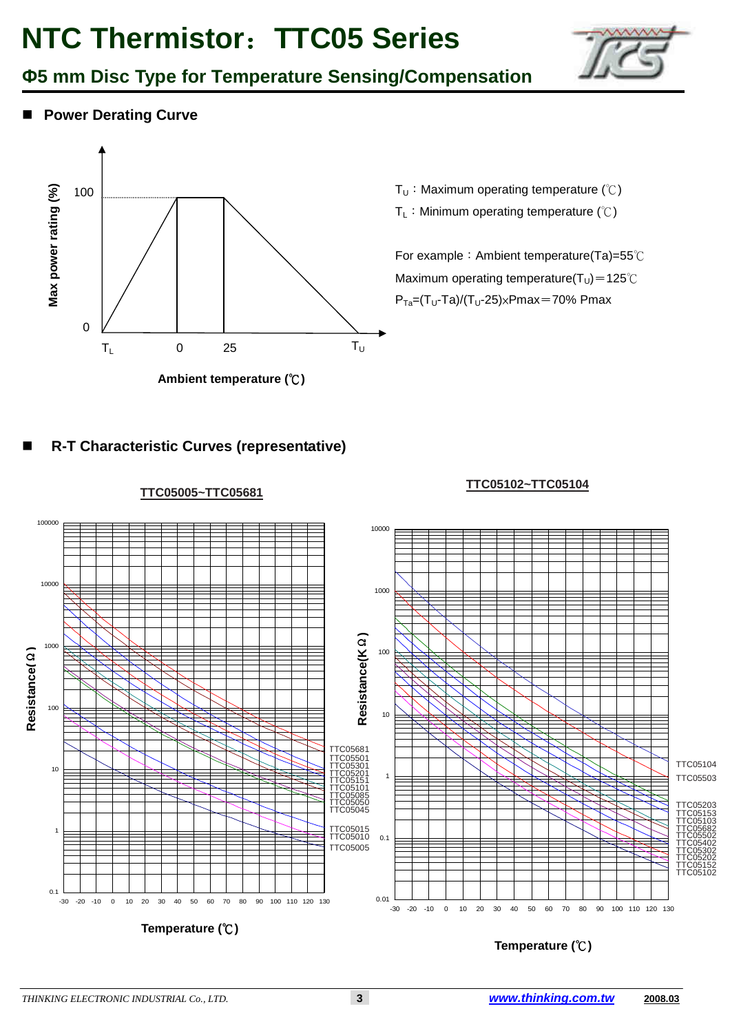# NTC Thermistor：TTC05 Series

## Φ5 mm Disc Type for Temperature Sensing/Compensation

### ■ Power Derating Curve

Max power rating (%)

100

0

$T_L$ 0 25 $T_U$

Ambient temperature (℃)

$T_U$：Maximum operating temperature (℃)

$T_L$：Minimum operating temperature (℃)

For example：Ambient temperature(Ta)=55℃

Maximum operating temperature($T_U$)＝125℃

$P_{Ta}=(T_U\text{-}Ta)/(T_U\text{-}25)\times Pmax$＝70% Pmax

### ■ R-T Characteristic Curves (representative)

**TTC05005~TTC05681**

Resistance(Ω)

TTC05681, TTC05501, TTC05301, TTC05201, TTC05151, TTC05101, TTC05085, TTC05050, TTC05045, TTC05015, TTC05010, TTC05005

Temperature (℃)

**TTC05102~TTC05104**

Resistance(KΩ)

TTC05104, TTC05503, TTC05203, TTC05153, TTC05103, TTC05682, TTC05502, TTC05402, TTC05302, TTC05202, TTC05152, TTC05102

Temperature (℃)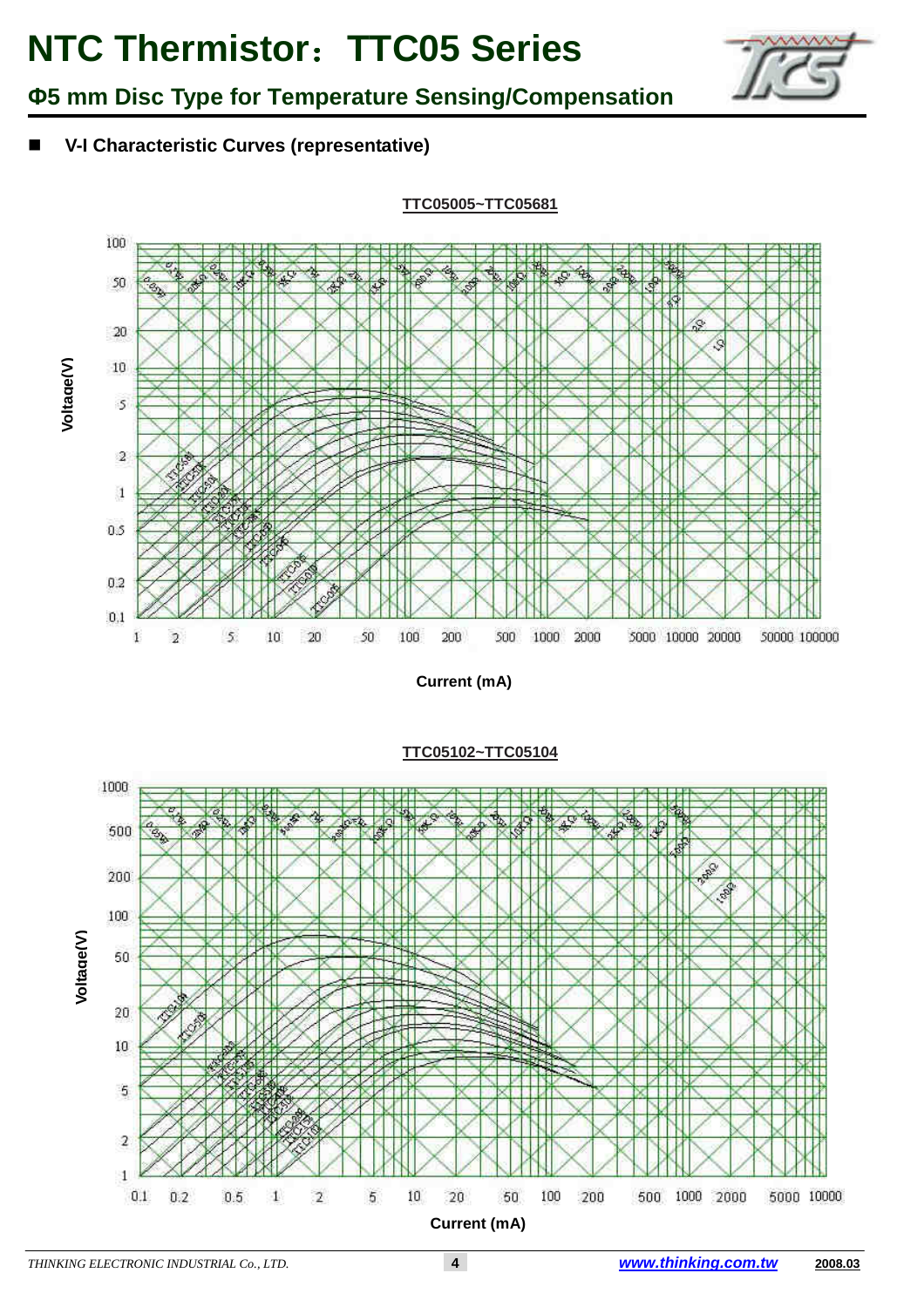# NTC Thermistor：TTC05 Series

## Φ5 mm Disc Type for Temperature Sensing/Compensation

- **V-I Characteristic Curves (representative)**

**TTC05005~TTC05681**

Voltage(V)

Current (mA)

**TTC05102~TTC05104**

Voltage(V)

Current (mA)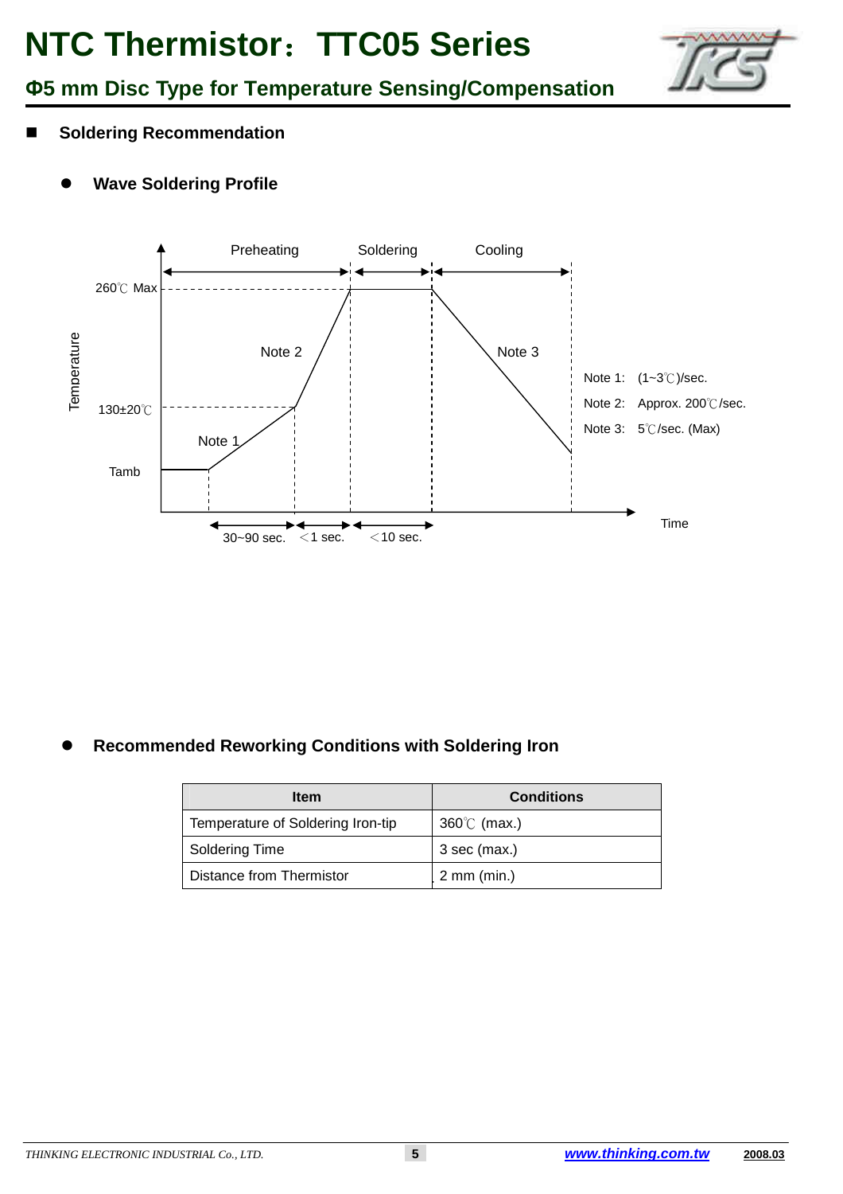# NTC Thermistor：TTC05 Series

## Φ5 mm Disc Type for Temperature Sensing/Compensation

## Soldering Recommendation

### Wave Soldering Profile

Preheating | Soldering | Cooling

260℃ Max

130±20℃

Tamb

Temperature

Time

Note 1, Note 2, Note 3

30~90 sec. ＜1 sec. ＜10 sec.

Note 1: (1~3℃)/sec.

Note 2: Approx. 200℃/sec.

Note 3: 5℃/sec. (Max)

### Recommended Reworking Conditions with Soldering Iron

| Item | Conditions |
| --- | --- |
| Temperature of Soldering Iron-tip | 360℃ (max.) |
| Soldering Time | 3 sec (max.) |
| Distance from Thermistor | 2 mm (min.) |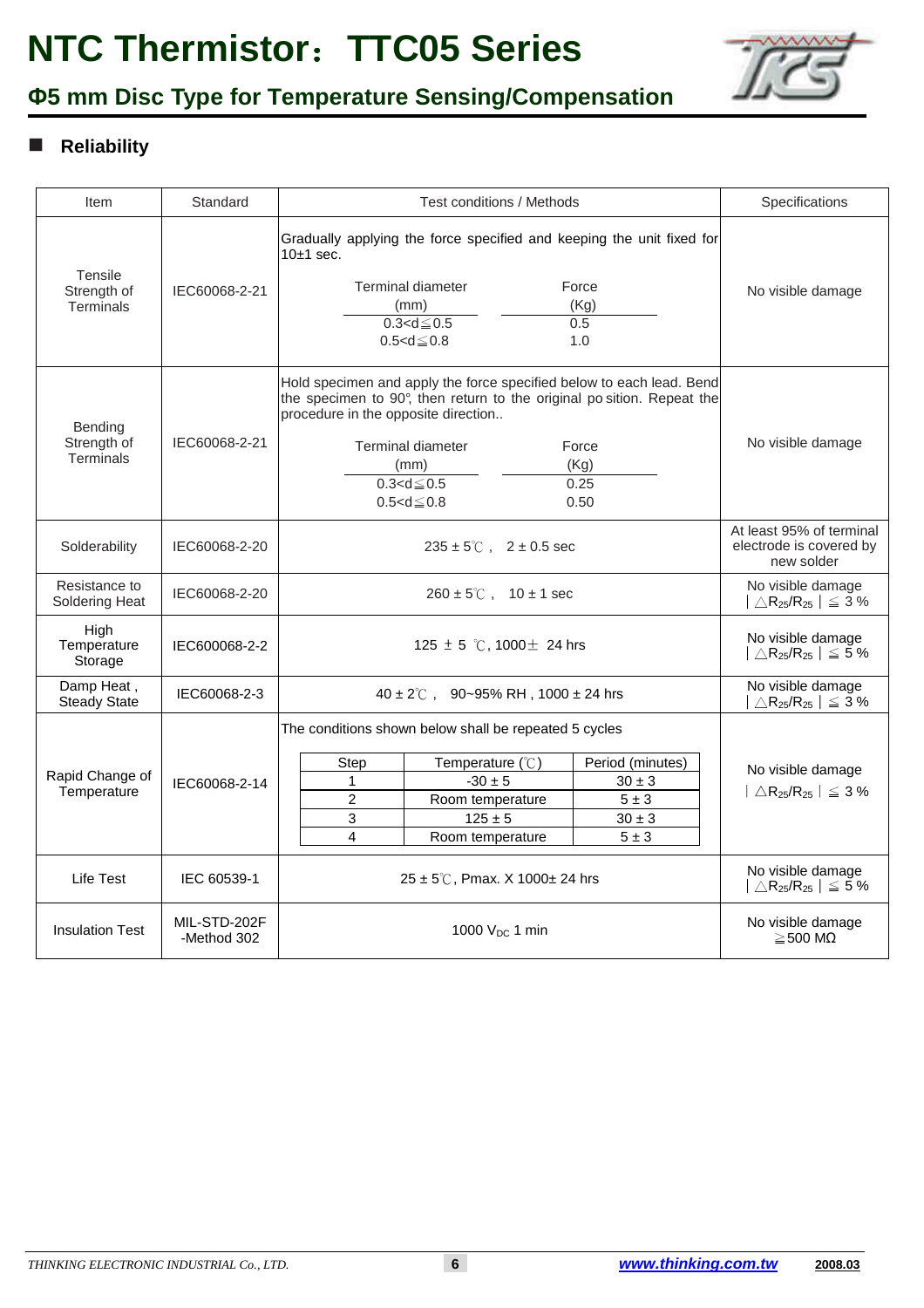# NTC Thermistor：TTC05 Series

## Φ5 mm Disc Type for Temperature Sensing/Compensation

### Reliability

| Item | Standard | Test conditions / Methods | Specifications |
|---|---|---|---|
| Tensile Strength of Terminals | IEC60068-2-21 | Gradually applying the force specified and keeping the unit fixed for 10±1 sec.<br>Terminal diameter (mm) / Force (Kg):<br>0.3<d≦0.5 — 0.5<br>0.5<d≦0.8 — 1.0 | No visible damage |
| Bending Strength of Terminals | IEC60068-2-21 | Hold specimen and apply the force specified below to each lead. Bend the specimen to 90°, then return to the original po sition. Repeat the procedure in the opposite direction..<br>Terminal diameter (mm) / Force (Kg):<br>0.3<d≦0.5 — 0.25<br>0.5<d≦0.8 — 0.50 | No visible damage |
| Solderability | IEC60068-2-20 | 235 ± 5℃ , 2 ± 0.5 sec | At least 95% of terminal electrode is covered by new solder |
| Resistance to Soldering Heat | IEC60068-2-20 | 260 ± 5℃ , 10 ± 1 sec | No visible damage<br>$\mid \triangle R_{25}/R_{25} \mid \leqq 3$ % |
| High Temperature Storage | IEC600068-2-2 | 125 ± 5 ℃, 1000± 24 hrs | No visible damage<br>$\mid \triangle R_{25}/R_{25} \mid \leqq 5$ % |
| Damp Heat , Steady State | IEC60068-2-3 | 40 ± 2℃ , 90~95% RH , 1000 ± 24 hrs | No visible damage<br>$\mid \triangle R_{25}/R_{25} \mid \leqq 3$ % |
| Rapid Change of Temperature | IEC60068-2-14 | The conditions shown below shall be repeated 5 cycles<br>Step / Temperature (℃) / Period (minutes):<br>1 — -30 ± 5 — 30 ± 3<br>2 — Room temperature — 5 ± 3<br>3 — 125 ± 5 — 30 ± 3<br>4 — Room temperature — 5 ± 3 | No visible damage<br>$\mid \triangle R_{25}/R_{25} \mid \leqq 3$ % |
| Life Test | IEC 60539-1 | 25 ± 5℃, Pmax. X 1000± 24 hrs | No visible damage<br>$\mid \triangle R_{25}/R_{25} \mid \leqq 5$ % |
| Insulation Test | MIL-STD-202F -Method 302 | 1000 $V_{DC}$ 1 min | No visible damage<br>≧500 MΩ |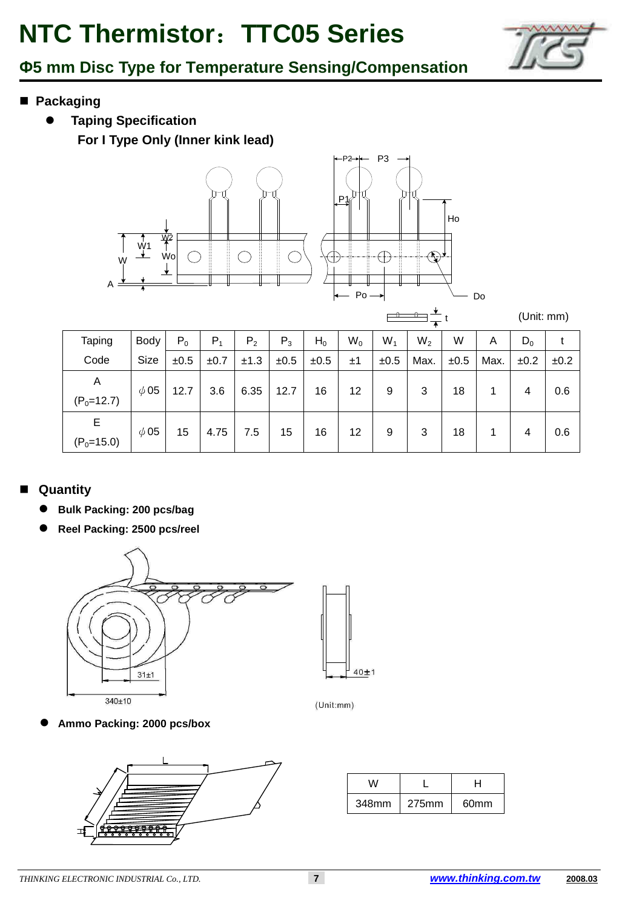# NTC Thermistor：TTC05 Series

## Φ5 mm Disc Type for Temperature Sensing/Compensation

## Packaging

- **Taping Specification**

  **For I Type Only (Inner kink lead)**

(Unit: mm)

| Taping Code | Body Size | $P_0$ ±0.5 | $P_1$ ±0.7 | $P_2$ ±1.3 | $P_3$ ±0.5 | $H_0$ ±0.5 | $W_0$ ±1 | $W_1$ ±0.5 | $W_2$ Max. | W ±0.5 | A Max. | $D_0$ ±0.2 | t ±0.2 |
|---|---|---|---|---|---|---|---|---|---|---|---|---|---|
| A ($P_0$=12.7) | $\phi$05 | 12.7 | 3.6 | 6.35 | 12.7 | 16 | 12 | 9 | 3 | 18 | 1 | 4 | 0.6 |
| E ($P_0$=15.0) | $\phi$05 | 15 | 4.75 | 7.5 | 15 | 16 | 12 | 9 | 3 | 18 | 1 | 4 | 0.6 |

## Quantity

- **Bulk Packing: 200 pcs/bag**
- **Reel Packing: 2500 pcs/reel**

(Unit:mm)

- **Ammo Packing: 2000 pcs/box**

| W | L | H |
|---|---|---|
| 348mm | 275mm | 60mm |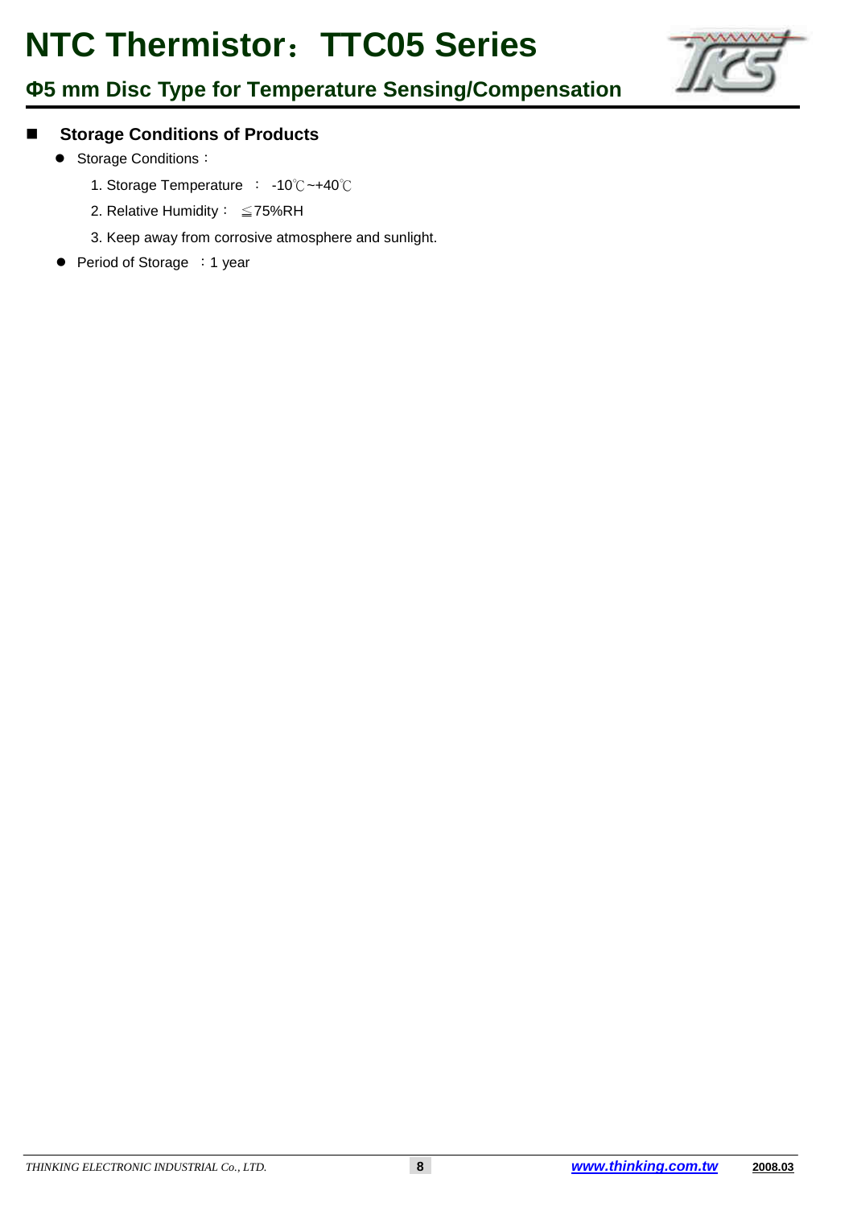## Storage Conditions of Products

- Storage Conditions：
  1. Storage Temperature ： -10℃~+40℃
  2. Relative Humidity： ≦75%RH
  3. Keep away from corrosive atmosphere and sunlight.
- Period of Storage ：1 year